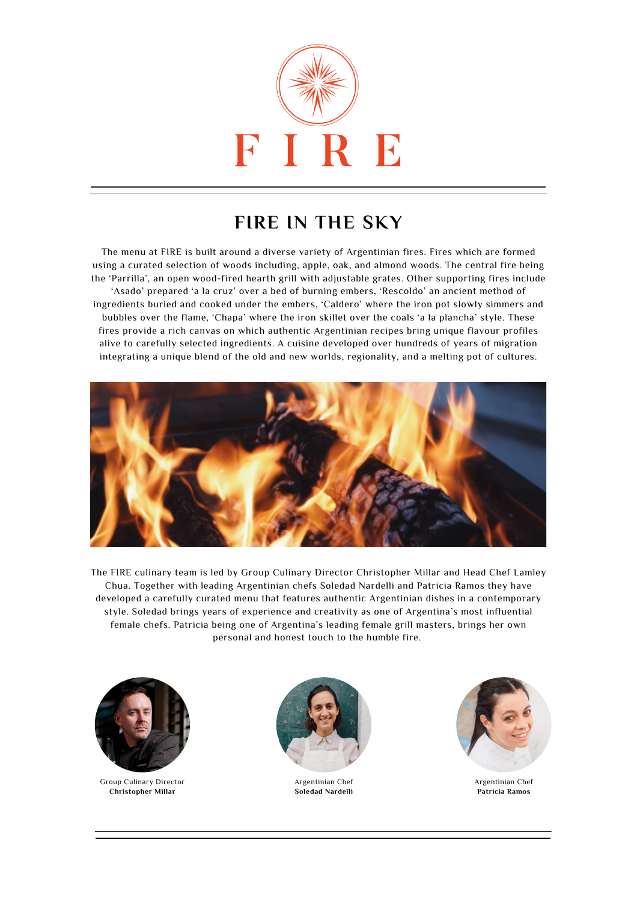# FIRE

## FIRE IN THE SKY

The menu at FIRE is built around a diverse variety of Argentinian fires. Fires which are formed using a curated selection of woods including, apple, oak, and almond woods. The central fire being the 'Parrilla', an open wood-fired hearth grill with adjustable grates. Other supporting fires include 'Asado' prepared 'a la cruz' over a bed of burning embers, 'Rescoldo' an ancient method of ingredients buried and cooked under the embers, 'Caldero' where the iron pot slowly simmers and bubbles over the flame, 'Chapa' where the iron skillet over the coals 'a la plancha' style. These fires provide a rich canvas on which authentic Argentinian recipes bring unique flavour profiles alive to carefully selected ingredients. A cuisine developed over hundreds of years of migration integrating a unique blend of the old and new worlds, regionality, and a melting pot of cultures.

The FIRE culinary team is led by Group Culinary Director Christopher Millar and Head Chef Lamley Chua. Together with leading Argentinian chefs Soledad Nardelli and Patricia Ramos they have developed a carefully curated menu that features authentic Argentinian dishes in a contemporary style. Soledad brings years of experience and creativity as one of Argentina's most influential female chefs. Patricia being one of Argentina's leading female grill masters, brings her own personal and honest touch to the humble fire.

Group Culinary Director
**Christopher Millar**

Argentinian Chef
**Soledad Nardelli**

Argentinian Chef
**Patricia Ramos**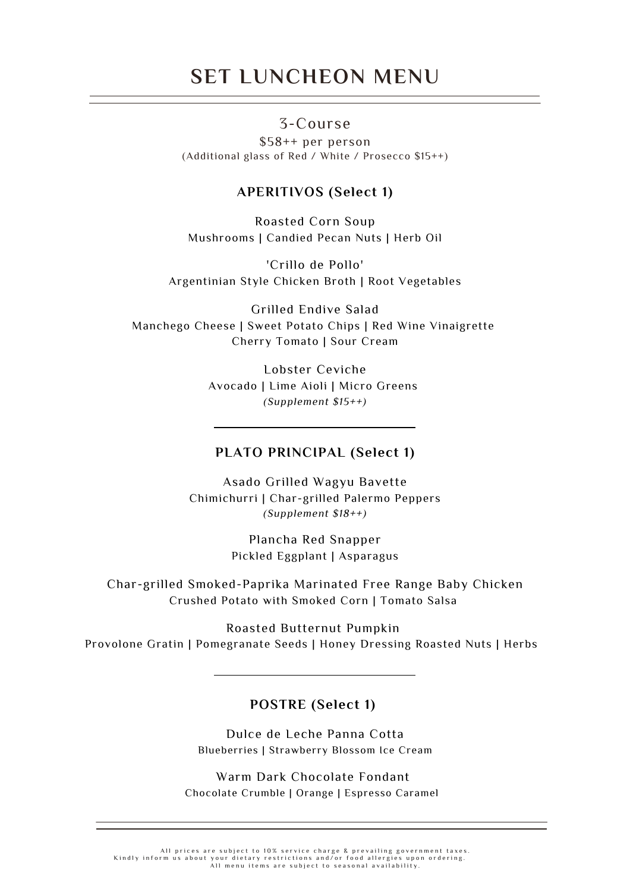# SET LUNCHEON MENU

3-Course

$58++ per person

(Additional glass of Red / White / Prosecco $15++)

## APERITIVOS (Select 1)

Roasted Corn Soup
Mushrooms | Candied Pecan Nuts | Herb Oil

'Crillo de Pollo'
Argentinian Style Chicken Broth | Root Vegetables

Grilled Endive Salad
Manchego Cheese | Sweet Potato Chips | Red Wine Vinaigrette
Cherry Tomato | Sour Cream

Lobster Ceviche
Avocado | Lime Aioli | Micro Greens
*(Supplement $15++)*

---

## PLATO PRINCIPAL (Select 1)

Asado Grilled Wagyu Bavette
Chimichurri | Char-grilled Palermo Peppers
*(Supplement $18++)*

Plancha Red Snapper
Pickled Eggplant | Asparagus

Char-grilled Smoked-Paprika Marinated Free Range Baby Chicken
Crushed Potato with Smoked Corn | Tomato Salsa

Roasted Butternut Pumpkin
Provolone Gratin | Pomegranate Seeds | Honey Dressing Roasted Nuts | Herbs

---

## POSTRE (Select 1)

Dulce de Leche Panna Cotta
Blueberries | Strawberry Blossom Ice Cream

Warm Dark Chocolate Fondant
Chocolate Crumble | Orange | Espresso Caramel

---

All prices are subject to 10% service charge & prevailing government taxes.
Kindly inform us about your dietary restrictions and/or food allergies upon ordering.
All menu items are subject to seasonal availability.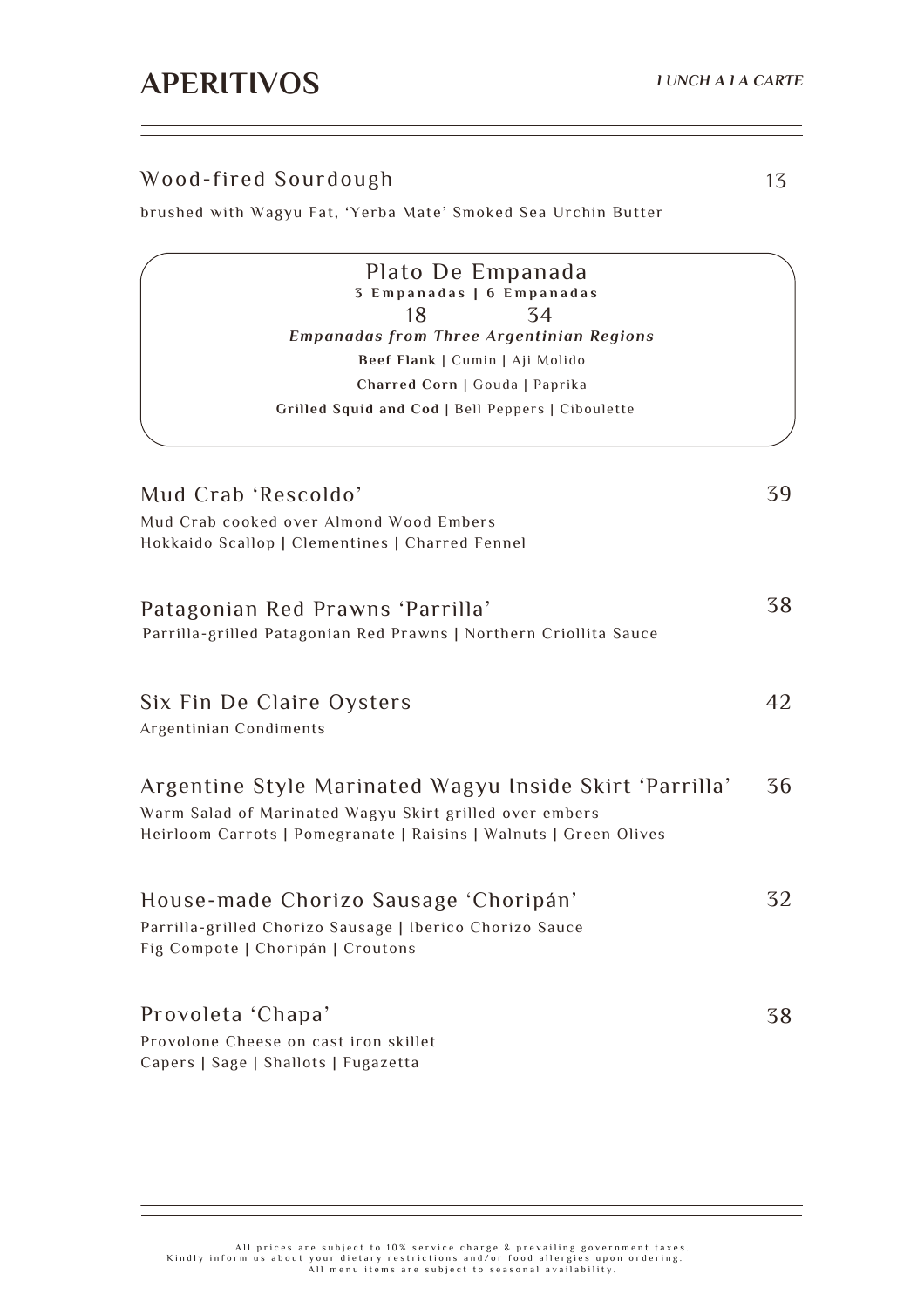# APERITIVOS

*LUNCH A LA CARTE*

---

### Wood-fired Sourdough — 13

brushed with Wagyu Fat, 'Yerba Mate' Smoked Sea Urchin Butter

### Plato De Empanada

**3 Empanadas | 6 Empanadas**

18 | 34

***Empanadas from Three Argentinian Regions***

**Beef Flank** | Cumin | Aji Molido

**Charred Corn** | Gouda | Paprika

**Grilled Squid and Cod** | Bell Peppers | Ciboulette

### Mud Crab 'Rescoldo' — 39

Mud Crab cooked over Almond Wood Embers
Hokkaido Scallop | Clementines | Charred Fennel

### Patagonian Red Prawns 'Parrilla' — 38

Parrilla-grilled Patagonian Red Prawns | Northern Criollita Sauce

### Six Fin De Claire Oysters — 42

Argentinian Condiments

### Argentine Style Marinated Wagyu Inside Skirt 'Parrilla' — 36

Warm Salad of Marinated Wagyu Skirt grilled over embers
Heirloom Carrots | Pomegranate | Raisins | Walnuts | Green Olives

### House-made Chorizo Sausage 'Choripán' — 32

Parrilla-grilled Chorizo Sausage | Iberico Chorizo Sauce
Fig Compote | Choripán | Croutons

### Provoleta 'Chapa' — 38

Provolone Cheese on cast iron skillet
Capers | Sage | Shallots | Fugazetta

---

All prices are subject to 10% service charge & prevailing government taxes.
Kindly inform us about your dietary restrictions and/or food allergies upon ordering.
All menu items are subject to seasonal availability.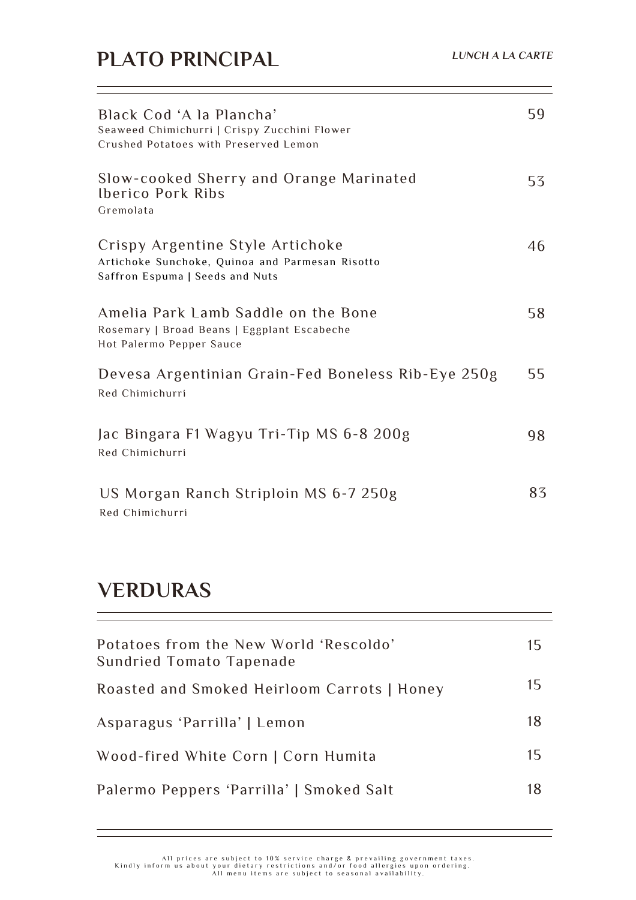## PLATO PRINCIPAL

*LUNCH A LA CARTE*

**Black Cod 'A la Plancha'** — 59
Seaweed Chimichurri | Crispy Zucchini Flower
Crushed Potatoes with Preserved Lemon

**Slow-cooked Sherry and Orange Marinated Iberico Pork Ribs** — 53
Gremolata

**Crispy Argentine Style Artichoke** — 46
Artichoke Sunchoke, Quinoa and Parmesan Risotto
Saffron Espuma | Seeds and Nuts

**Amelia Park Lamb Saddle on the Bone** — 58
Rosemary | Broad Beans | Eggplant Escabeche
Hot Palermo Pepper Sauce

**Devesa Argentinian Grain-Fed Boneless Rib-Eye 250g** — 55
Red Chimichurri

**Jac Bingara F1 Wagyu Tri-Tip MS 6-8 200g** — 98
Red Chimichurri

**US Morgan Ranch Striploin MS 6-7 250g** — 83
Red Chimichurri

## VERDURAS

Potatoes from the New World 'Rescoldo' Sundried Tomato Tapenade — 15

Roasted and Smoked Heirloom Carrots | Honey — 15

Asparagus 'Parrilla' | Lemon — 18

Wood-fired White Corn | Corn Humita — 15

Palermo Peppers 'Parrilla' | Smoked Salt — 18

All prices are subject to 10% service charge & prevailing government taxes.
Kindly inform us about your dietary restrictions and/or food allergies upon ordering.
All menu items are subject to seasonal availability.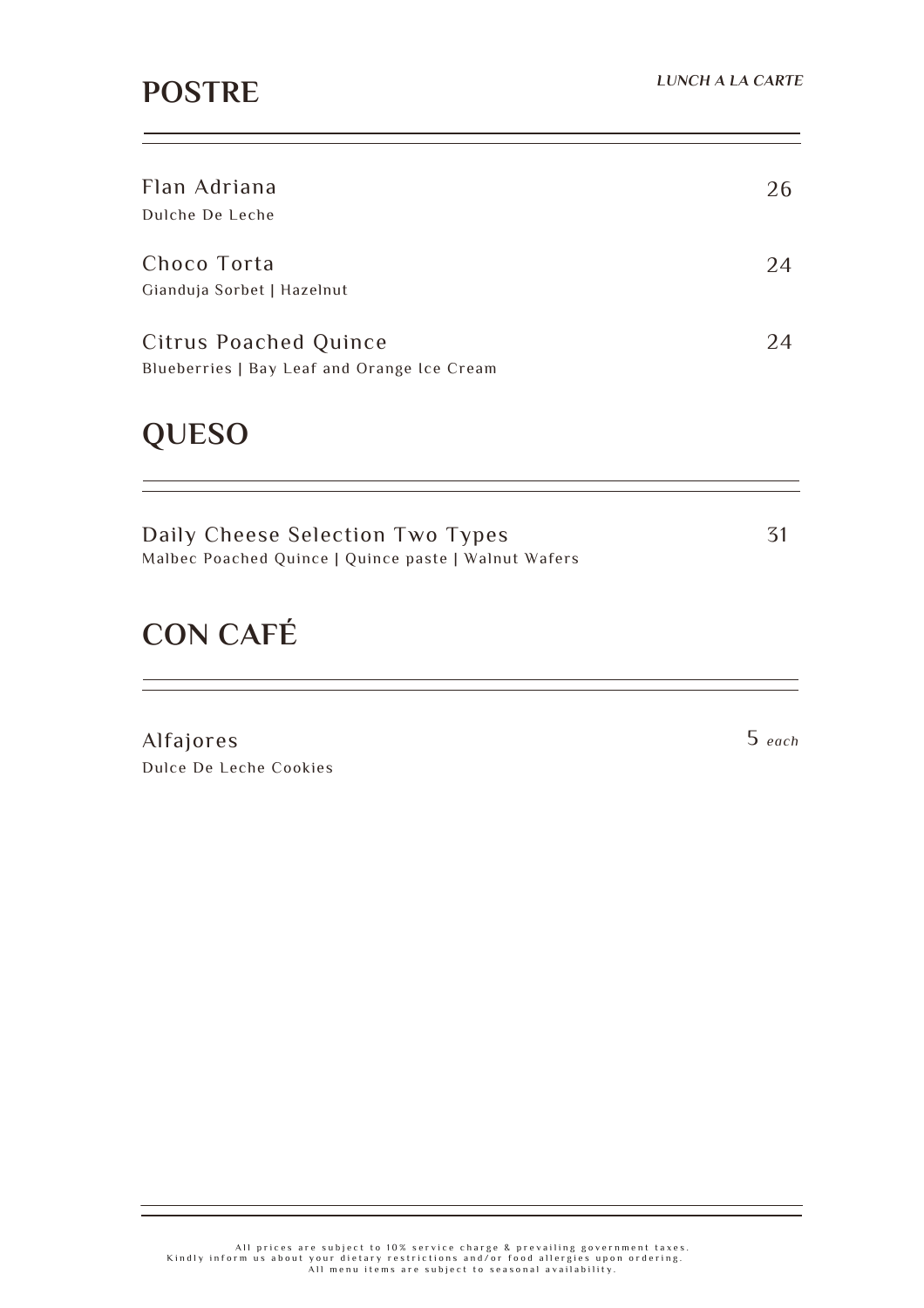## POSTRE

*LUNCH A LA CARTE*

Flan Adriana — 26
Dulche De Leche

Choco Torta — 24
Gianduja Sorbet | Hazelnut

Citrus Poached Quince — 24
Blueberries | Bay Leaf and Orange Ice Cream

## QUESO

Daily Cheese Selection Two Types — 31
Malbec Poached Quince | Quince paste | Walnut Wafers

## CON CAFÉ

Alfajores — 5 *each*
Dulce De Leche Cookies

All prices are subject to 10% service charge & prevailing government taxes.
Kindly inform us about your dietary restrictions and/or food allergies upon ordering.
All menu items are subject to seasonal availability.